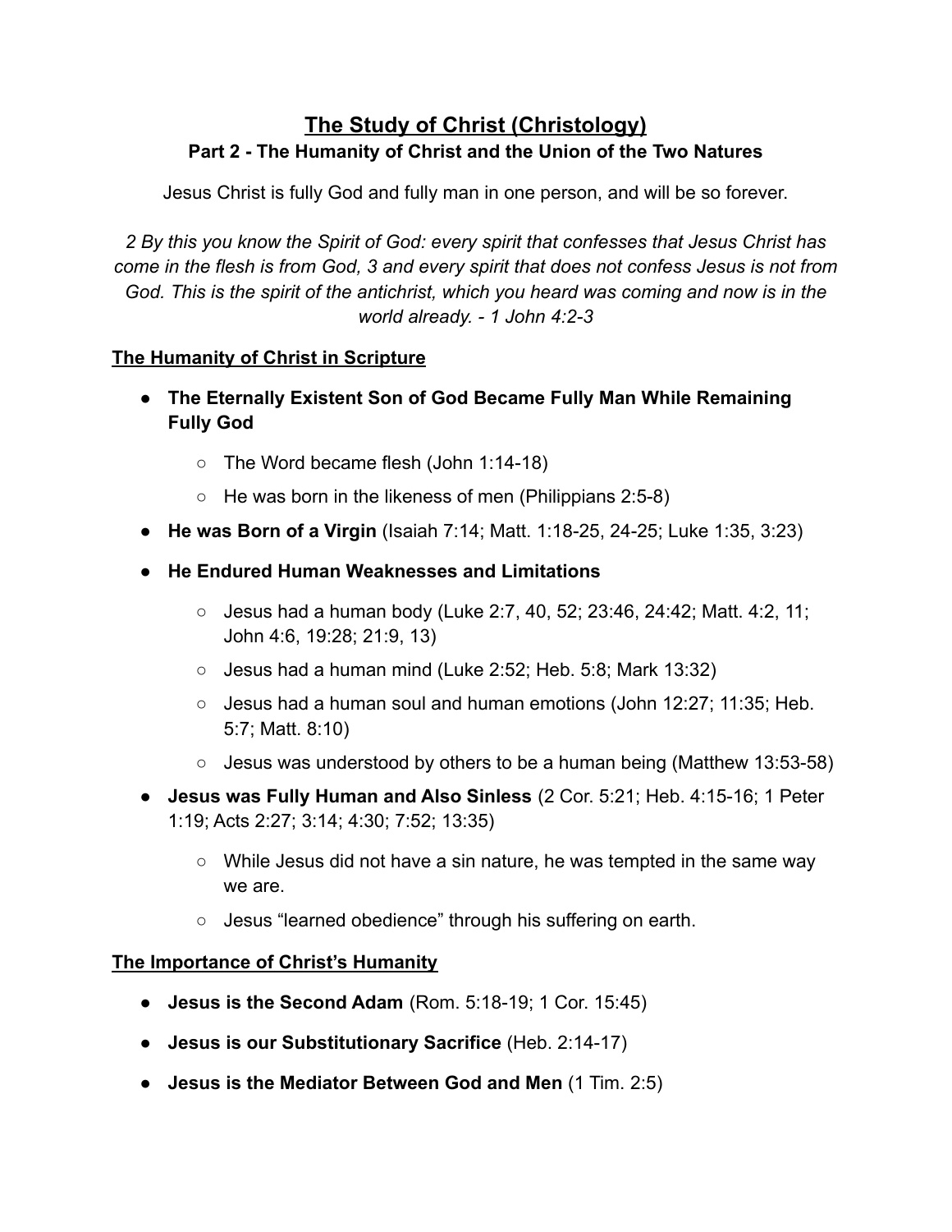# The Study of Christ (Christology)

## Part 2 - The Humanity of Christ and the Union of the Two Natures

Jesus Christ is fully God and fully man in one person, and will be so forever.

*2 By this you know the Spirit of God: every spirit that confesses that Jesus Christ has come in the flesh is from God, 3 and every spirit that does not confess Jesus is not from God. This is the spirit of the antichrist, which you heard was coming and now is in the world already. - 1 John 4:2-3*

### The Humanity of Christ in Scripture

- **The Eternally Existent Son of God Became Fully Man While Remaining Fully God**
  - The Word became flesh (John 1:14-18)
  - He was born in the likeness of men (Philippians 2:5-8)
- **He was Born of a Virgin** (Isaiah 7:14; Matt. 1:18-25, 24-25; Luke 1:35, 3:23)
- **He Endured Human Weaknesses and Limitations**
  - Jesus had a human body (Luke 2:7, 40, 52; 23:46, 24:42; Matt. 4:2, 11; John 4:6, 19:28; 21:9, 13)
  - Jesus had a human mind (Luke 2:52; Heb. 5:8; Mark 13:32)
  - Jesus had a human soul and human emotions (John 12:27; 11:35; Heb. 5:7; Matt. 8:10)
  - Jesus was understood by others to be a human being (Matthew 13:53-58)
- **Jesus was Fully Human and Also Sinless** (2 Cor. 5:21; Heb. 4:15-16; 1 Peter 1:19; Acts 2:27; 3:14; 4:30; 7:52; 13:35)
  - While Jesus did not have a sin nature, he was tempted in the same way we are.
  - Jesus "learned obedience" through his suffering on earth.

### The Importance of Christ's Humanity

- **Jesus is the Second Adam** (Rom. 5:18-19; 1 Cor. 15:45)
- **Jesus is our Substitutionary Sacrifice** (Heb. 2:14-17)
- **Jesus is the Mediator Between God and Men** (1 Tim. 2:5)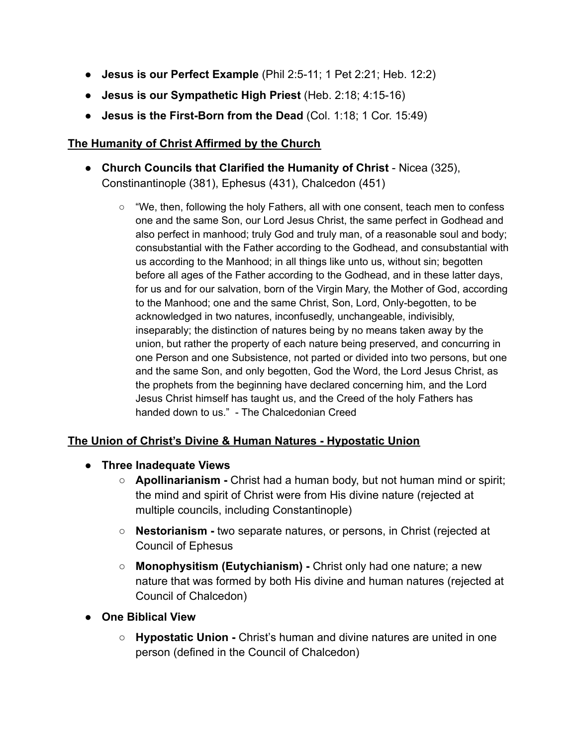- **Jesus is our Perfect Example** (Phil 2:5-11; 1 Pet 2:21; Heb. 12:2)
- **Jesus is our Sympathetic High Priest** (Heb. 2:18; 4:15-16)
- **Jesus is the First-Born from the Dead** (Col. 1:18; 1 Cor. 15:49)

## The Humanity of Christ Affirmed by the Church

- **Church Councils that Clarified the Humanity of Christ** - Nicea (325), Constinantinople (381), Ephesus (431), Chalcedon (451)
    - "We, then, following the holy Fathers, all with one consent, teach men to confess one and the same Son, our Lord Jesus Christ, the same perfect in Godhead and also perfect in manhood; truly God and truly man, of a reasonable soul and body; consubstantial with the Father according to the Godhead, and consubstantial with us according to the Manhood; in all things like unto us, without sin; begotten before all ages of the Father according to the Godhead, and in these latter days, for us and for our salvation, born of the Virgin Mary, the Mother of God, according to the Manhood; one and the same Christ, Son, Lord, Only-begotten, to be acknowledged in two natures, inconfusedly, unchangeable, indivisibly, inseparably; the distinction of natures being by no means taken away by the union, but rather the property of each nature being preserved, and concurring in one Person and one Subsistence, not parted or divided into two persons, but one and the same Son, and only begotten, God the Word, the Lord Jesus Christ, as the prophets from the beginning have declared concerning him, and the Lord Jesus Christ himself has taught us, and the Creed of the holy Fathers has handed down to us." - The Chalcedonian Creed

## The Union of Christ's Divine & Human Natures - Hypostatic Union

- **Three Inadequate Views**
    - **Apollinarianism -** Christ had a human body, but not human mind or spirit; the mind and spirit of Christ were from His divine nature (rejected at multiple councils, including Constantinople)
    - **Nestorianism -** two separate natures, or persons, in Christ (rejected at Council of Ephesus
    - **Monophysitism (Eutychianism) -** Christ only had one nature; a new nature that was formed by both His divine and human natures (rejected at Council of Chalcedon)
- **One Biblical View**
    - **Hypostatic Union -** Christ's human and divine natures are united in one person (defined in the Council of Chalcedon)